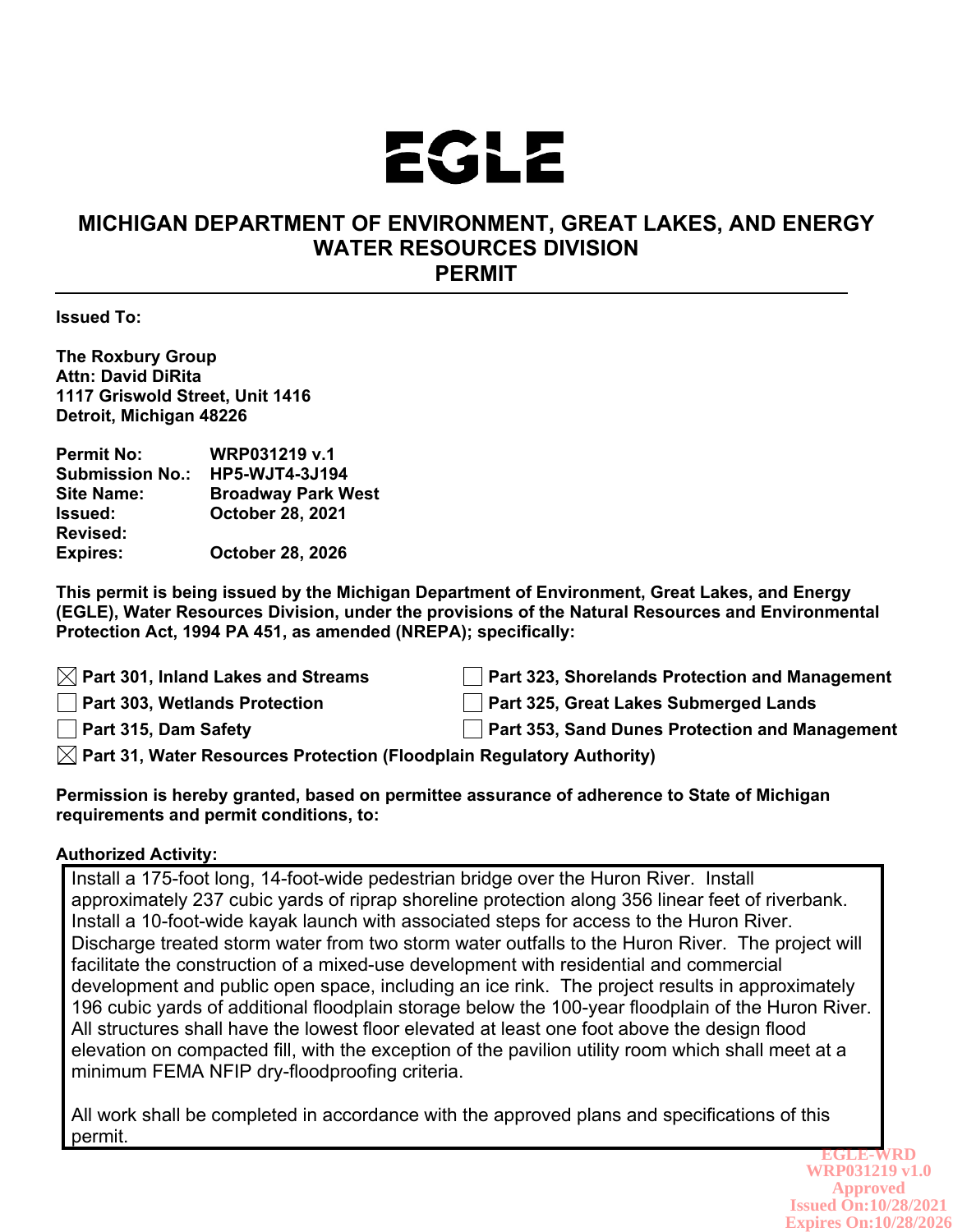# EGLE

## MICHIGAN DEPARTMENT OF ENVIRONMENT, GREAT LAKES, AND ENERGY
## WATER RESOURCES DIVISION
## PERMIT

**Issued To:**

**The Roxbury Group**
**Attn: David DiRita**
**1117 Griswold Street, Unit 1416**
**Detroit, Michigan 48226**

| | |
|---|---|
| **Permit No:** | **WRP031219 v.1** |
| **Submission No.:** | **HP5-WJT4-3J194** |
| **Site Name:** | **Broadway Park West** |
| **Issued:** | **October 28, 2021** |
| **Revised:** | |
| **Expires:** | **October 28, 2026** |

**This permit is being issued by the Michigan Department of Environment, Great Lakes, and Energy (EGLE), Water Resources Division, under the provisions of the Natural Resources and Environmental Protection Act, 1994 PA 451, as amended (NREPA); specifically:**

- ☒ **Part 301, Inland Lakes and Streams**
- ☐ **Part 303, Wetlands Protection**
- ☐ **Part 315, Dam Safety**
- ☐ **Part 323, Shorelands Protection and Management**
- ☐ **Part 325, Great Lakes Submerged Lands**
- ☐ **Part 353, Sand Dunes Protection and Management**
- ☒ **Part 31, Water Resources Protection (Floodplain Regulatory Authority)**

**Permission is hereby granted, based on permittee assurance of adherence to State of Michigan requirements and permit conditions, to:**

**Authorized Activity:**

Install a 175-foot long, 14-foot-wide pedestrian bridge over the Huron River. Install approximately 237 cubic yards of riprap shoreline protection along 356 linear feet of riverbank. Install a 10-foot-wide kayak launch with associated steps for access to the Huron River. Discharge treated storm water from two storm water outfalls to the Huron River. The project will facilitate the construction of a mixed-use development with residential and commercial development and public open space, including an ice rink. The project results in approximately 196 cubic yards of additional floodplain storage below the 100-year floodplain of the Huron River. All structures shall have the lowest floor elevated at least one foot above the design flood elevation on compacted fill, with the exception of the pavilion utility room which shall meet at a minimum FEMA NFIP dry-floodproofing criteria.

All work shall be completed in accordance with the approved plans and specifications of this permit.

EGLE-WRD
WRP031219 v1.0
Approved
Issued On:10/28/2021
Expires On:10/28/2026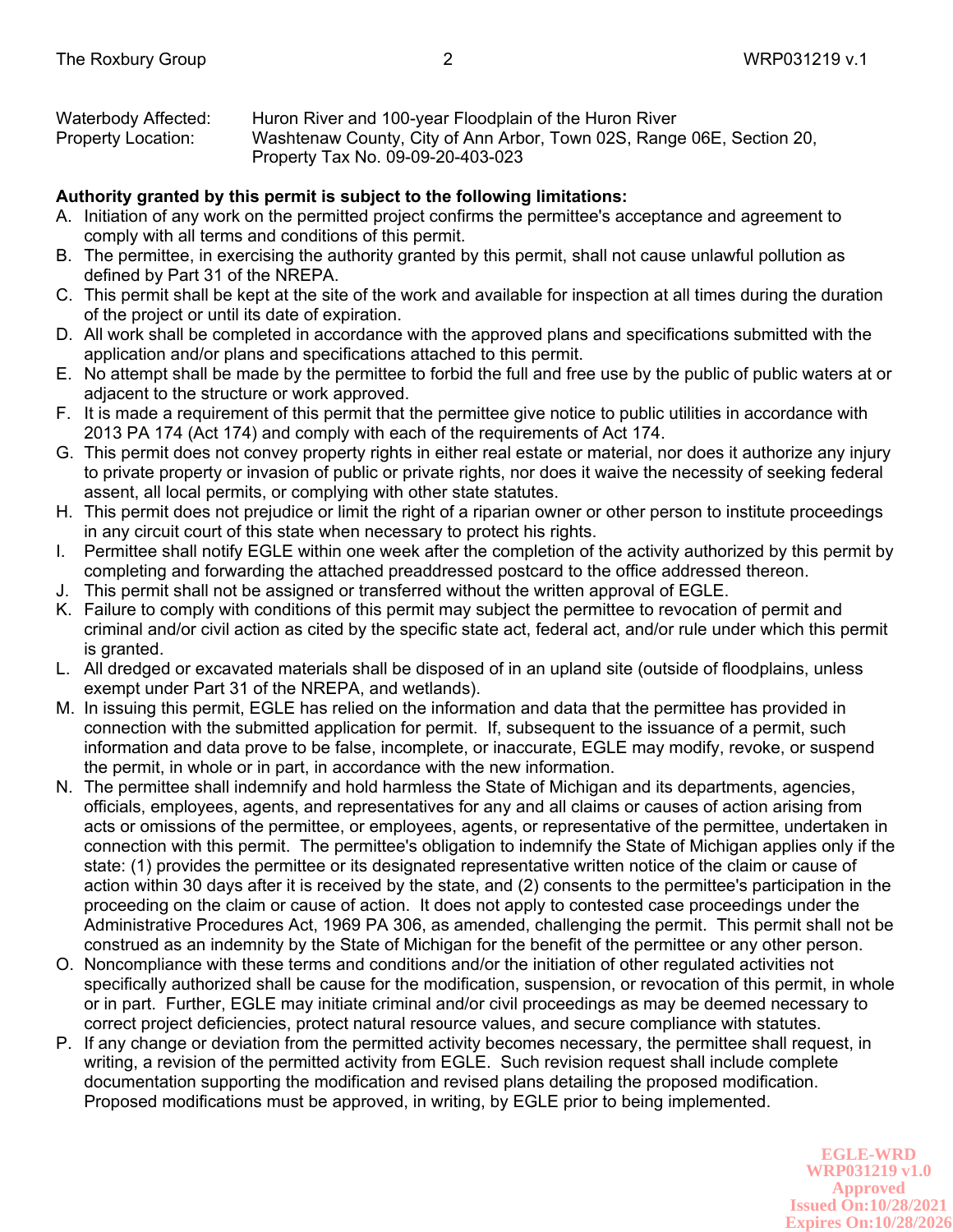Waterbody Affected: Huron River and 100-year Floodplain of the Huron River
Property Location: Washtenaw County, City of Ann Arbor, Town 02S, Range 06E, Section 20, Property Tax No. 09-09-20-403-023

**Authority granted by this permit is subject to the following limitations:**

A. Initiation of any work on the permitted project confirms the permittee's acceptance and agreement to comply with all terms and conditions of this permit.
B. The permittee, in exercising the authority granted by this permit, shall not cause unlawful pollution as defined by Part 31 of the NREPA.
C. This permit shall be kept at the site of the work and available for inspection at all times during the duration of the project or until its date of expiration.
D. All work shall be completed in accordance with the approved plans and specifications submitted with the application and/or plans and specifications attached to this permit.
E. No attempt shall be made by the permittee to forbid the full and free use by the public of public waters at or adjacent to the structure or work approved.
F. It is made a requirement of this permit that the permittee give notice to public utilities in accordance with 2013 PA 174 (Act 174) and comply with each of the requirements of Act 174.
G. This permit does not convey property rights in either real estate or material, nor does it authorize any injury to private property or invasion of public or private rights, nor does it waive the necessity of seeking federal assent, all local permits, or complying with other state statutes.
H. This permit does not prejudice or limit the right of a riparian owner or other person to institute proceedings in any circuit court of this state when necessary to protect his rights.
I. Permittee shall notify EGLE within one week after the completion of the activity authorized by this permit by completing and forwarding the attached preaddressed postcard to the office addressed thereon.
J. This permit shall not be assigned or transferred without the written approval of EGLE.
K. Failure to comply with conditions of this permit may subject the permittee to revocation of permit and criminal and/or civil action as cited by the specific state act, federal act, and/or rule under which this permit is granted.
L. All dredged or excavated materials shall be disposed of in an upland site (outside of floodplains, unless exempt under Part 31 of the NREPA, and wetlands).
M. In issuing this permit, EGLE has relied on the information and data that the permittee has provided in connection with the submitted application for permit. If, subsequent to the issuance of a permit, such information and data prove to be false, incomplete, or inaccurate, EGLE may modify, revoke, or suspend the permit, in whole or in part, in accordance with the new information.
N. The permittee shall indemnify and hold harmless the State of Michigan and its departments, agencies, officials, employees, agents, and representatives for any and all claims or causes of action arising from acts or omissions of the permittee, or employees, agents, or representative of the permittee, undertaken in connection with this permit. The permittee's obligation to indemnify the State of Michigan applies only if the state: (1) provides the permittee or its designated representative written notice of the claim or cause of action within 30 days after it is received by the state, and (2) consents to the permittee's participation in the proceeding on the claim or cause of action. It does not apply to contested case proceedings under the Administrative Procedures Act, 1969 PA 306, as amended, challenging the permit. This permit shall not be construed as an indemnity by the State of Michigan for the benefit of the permittee or any other person.
O. Noncompliance with these terms and conditions and/or the initiation of other regulated activities not specifically authorized shall be cause for the modification, suspension, or revocation of this permit, in whole or in part. Further, EGLE may initiate criminal and/or civil proceedings as may be deemed necessary to correct project deficiencies, protect natural resource values, and secure compliance with statutes.
P. If any change or deviation from the permitted activity becomes necessary, the permittee shall request, in writing, a revision of the permitted activity from EGLE. Such revision request shall include complete documentation supporting the modification and revised plans detailing the proposed modification. Proposed modifications must be approved, in writing, by EGLE prior to being implemented.

EGLE-WRD
WRP031219 v1.0
Approved
Issued On:10/28/2021
Expires On:10/28/2026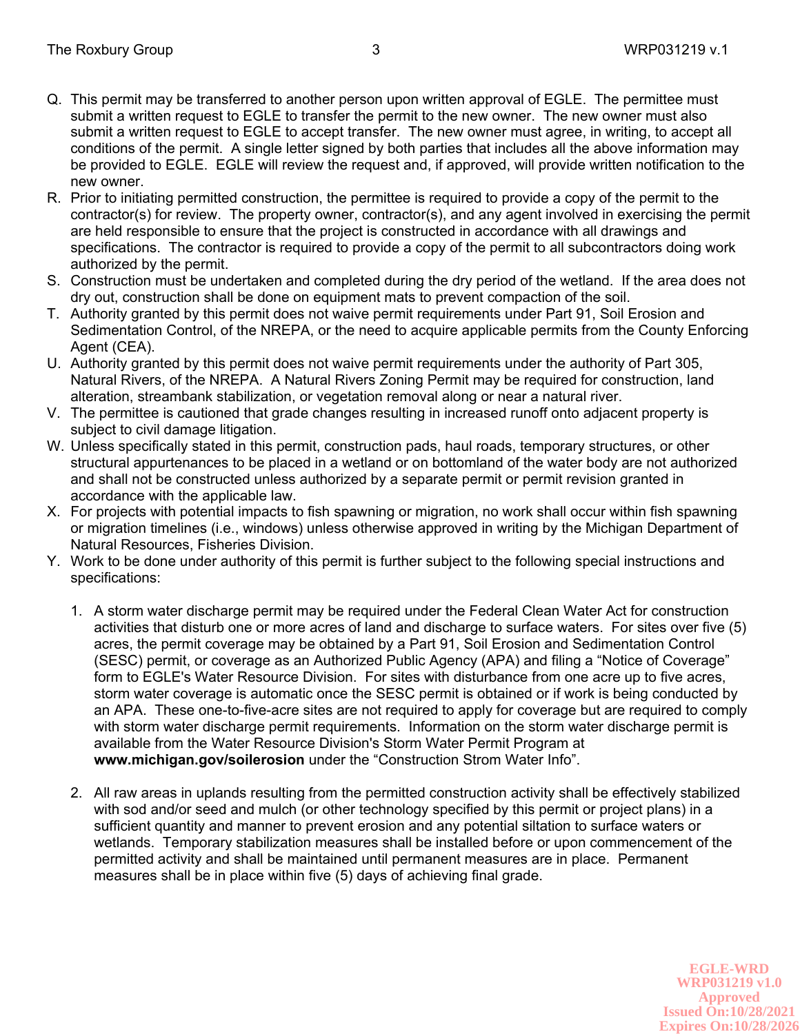Q. This permit may be transferred to another person upon written approval of EGLE. The permittee must submit a written request to EGLE to transfer the permit to the new owner. The new owner must also submit a written request to EGLE to accept transfer. The new owner must agree, in writing, to accept all conditions of the permit. A single letter signed by both parties that includes all the above information may be provided to EGLE. EGLE will review the request and, if approved, will provide written notification to the new owner.

R. Prior to initiating permitted construction, the permittee is required to provide a copy of the permit to the contractor(s) for review. The property owner, contractor(s), and any agent involved in exercising the permit are held responsible to ensure that the project is constructed in accordance with all drawings and specifications. The contractor is required to provide a copy of the permit to all subcontractors doing work authorized by the permit.

S. Construction must be undertaken and completed during the dry period of the wetland. If the area does not dry out, construction shall be done on equipment mats to prevent compaction of the soil.

T. Authority granted by this permit does not waive permit requirements under Part 91, Soil Erosion and Sedimentation Control, of the NREPA, or the need to acquire applicable permits from the County Enforcing Agent (CEA).

U. Authority granted by this permit does not waive permit requirements under the authority of Part 305, Natural Rivers, of the NREPA. A Natural Rivers Zoning Permit may be required for construction, land alteration, streambank stabilization, or vegetation removal along or near a natural river.

V. The permittee is cautioned that grade changes resulting in increased runoff onto adjacent property is subject to civil damage litigation.

W. Unless specifically stated in this permit, construction pads, haul roads, temporary structures, or other structural appurtenances to be placed in a wetland or on bottomland of the water body are not authorized and shall not be constructed unless authorized by a separate permit or permit revision granted in accordance with the applicable law.

X. For projects with potential impacts to fish spawning or migration, no work shall occur within fish spawning or migration timelines (i.e., windows) unless otherwise approved in writing by the Michigan Department of Natural Resources, Fisheries Division.

Y. Work to be done under authority of this permit is further subject to the following special instructions and specifications:

   1. A storm water discharge permit may be required under the Federal Clean Water Act for construction activities that disturb one or more acres of land and discharge to surface waters. For sites over five (5) acres, the permit coverage may be obtained by a Part 91, Soil Erosion and Sedimentation Control (SESC) permit, or coverage as an Authorized Public Agency (APA) and filing a "Notice of Coverage" form to EGLE's Water Resource Division. For sites with disturbance from one acre up to five acres, storm water coverage is automatic once the SESC permit is obtained or if work is being conducted by an APA. These one-to-five-acre sites are not required to apply for coverage but are required to comply with storm water discharge permit requirements. Information on the storm water discharge permit is available from the Water Resource Division's Storm Water Permit Program at **www.michigan.gov/soilerosion** under the "Construction Strom Water Info".

   2. All raw areas in uplands resulting from the permitted construction activity shall be effectively stabilized with sod and/or seed and mulch (or other technology specified by this permit or project plans) in a sufficient quantity and manner to prevent erosion and any potential siltation to surface waters or wetlands. Temporary stabilization measures shall be installed before or upon commencement of the permitted activity and shall be maintained until permanent measures are in place. Permanent measures shall be in place within five (5) days of achieving final grade.

EGLE-WRD
WRP031219 v1.0
Approved
Issued On:10/28/2021
Expires On:10/28/2026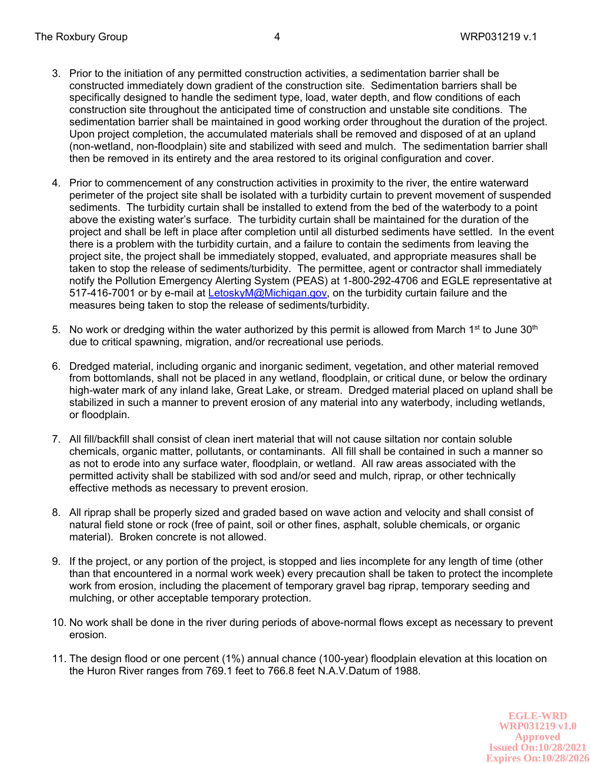3. Prior to the initiation of any permitted construction activities, a sedimentation barrier shall be constructed immediately down gradient of the construction site. Sedimentation barriers shall be specifically designed to handle the sediment type, load, water depth, and flow conditions of each construction site throughout the anticipated time of construction and unstable site conditions. The sedimentation barrier shall be maintained in good working order throughout the duration of the project. Upon project completion, the accumulated materials shall be removed and disposed of at an upland (non-wetland, non-floodplain) site and stabilized with seed and mulch. The sedimentation barrier shall then be removed in its entirety and the area restored to its original configuration and cover.

4. Prior to commencement of any construction activities in proximity to the river, the entire waterward perimeter of the project site shall be isolated with a turbidity curtain to prevent movement of suspended sediments. The turbidity curtain shall be installed to extend from the bed of the waterbody to a point above the existing water's surface. The turbidity curtain shall be maintained for the duration of the project and shall be left in place after completion until all disturbed sediments have settled. In the event there is a problem with the turbidity curtain, and a failure to contain the sediments from leaving the project site, the project shall be immediately stopped, evaluated, and appropriate measures shall be taken to stop the release of sediments/turbidity. The permittee, agent or contractor shall immediately notify the Pollution Emergency Alerting System (PEAS) at 1-800-292-4706 and EGLE representative at 517-416-7001 or by e-mail at LetoskyM@Michigan.gov, on the turbidity curtain failure and the measures being taken to stop the release of sediments/turbidity.

5. No work or dredging within the water authorized by this permit is allowed from March 1st to June 30th due to critical spawning, migration, and/or recreational use periods.

6. Dredged material, including organic and inorganic sediment, vegetation, and other material removed from bottomlands, shall not be placed in any wetland, floodplain, or critical dune, or below the ordinary high-water mark of any inland lake, Great Lake, or stream. Dredged material placed on upland shall be stabilized in such a manner to prevent erosion of any material into any waterbody, including wetlands, or floodplain.

7. All fill/backfill shall consist of clean inert material that will not cause siltation nor contain soluble chemicals, organic matter, pollutants, or contaminants. All fill shall be contained in such a manner so as not to erode into any surface water, floodplain, or wetland. All raw areas associated with the permitted activity shall be stabilized with sod and/or seed and mulch, riprap, or other technically effective methods as necessary to prevent erosion.

8. All riprap shall be properly sized and graded based on wave action and velocity and shall consist of natural field stone or rock (free of paint, soil or other fines, asphalt, soluble chemicals, or organic material). Broken concrete is not allowed.

9. If the project, or any portion of the project, is stopped and lies incomplete for any length of time (other than that encountered in a normal work week) every precaution shall be taken to protect the incomplete work from erosion, including the placement of temporary gravel bag riprap, temporary seeding and mulching, or other acceptable temporary protection.

10. No work shall be done in the river during periods of above-normal flows except as necessary to prevent erosion.

11. The design flood or one percent (1%) annual chance (100-year) floodplain elevation at this location on the Huron River ranges from 769.1 feet to 766.8 feet N.A.V.Datum of 1988.

EGLE-WRD
WRP031219 v1.0
Approved
Issued On:10/28/2021
Expires On:10/28/2026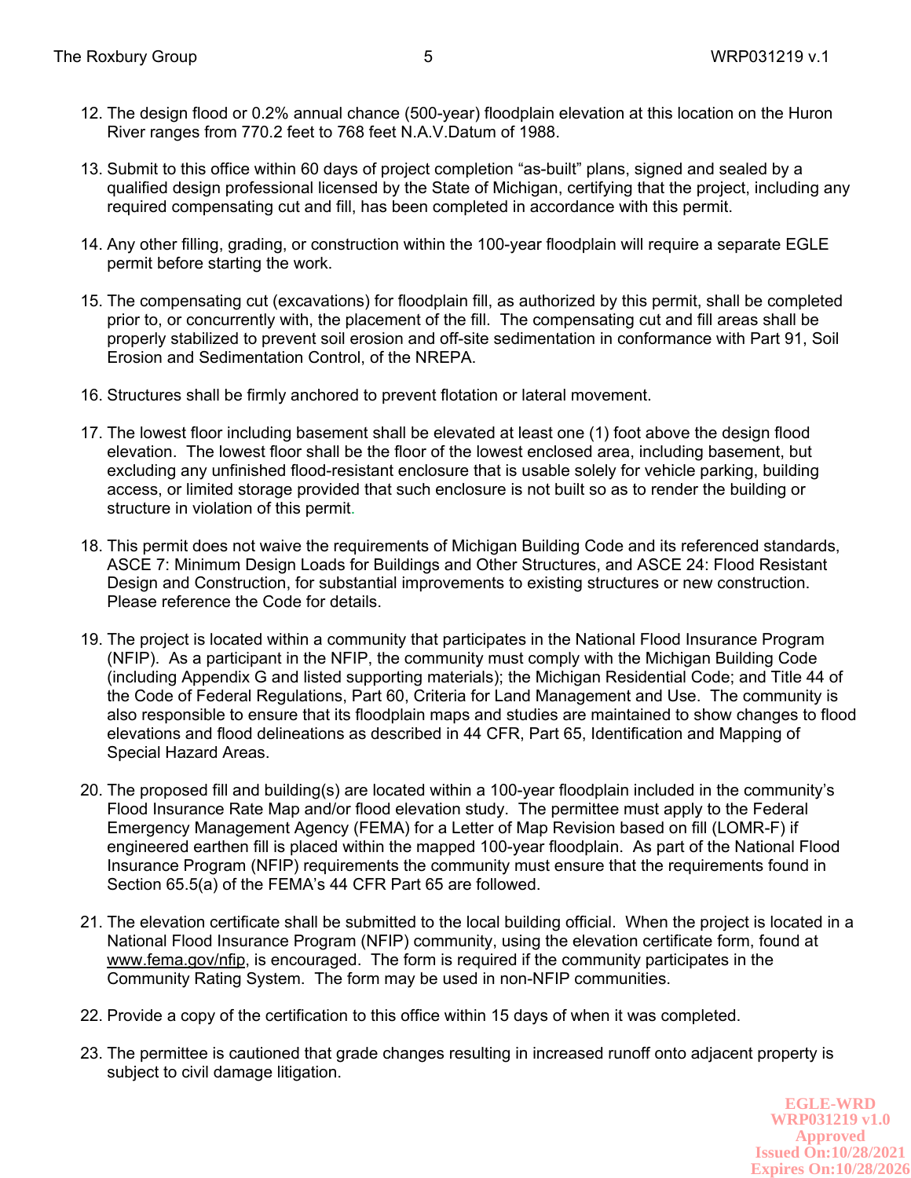12. The design flood or 0.2% annual chance (500-year) floodplain elevation at this location on the Huron River ranges from 770.2 feet to 768 feet N.A.V.Datum of 1988.

13. Submit to this office within 60 days of project completion "as-built" plans, signed and sealed by a qualified design professional licensed by the State of Michigan, certifying that the project, including any required compensating cut and fill, has been completed in accordance with this permit.

14. Any other filling, grading, or construction within the 100-year floodplain will require a separate EGLE permit before starting the work.

15. The compensating cut (excavations) for floodplain fill, as authorized by this permit, shall be completed prior to, or concurrently with, the placement of the fill. The compensating cut and fill areas shall be properly stabilized to prevent soil erosion and off-site sedimentation in conformance with Part 91, Soil Erosion and Sedimentation Control, of the NREPA.

16. Structures shall be firmly anchored to prevent flotation or lateral movement.

17. The lowest floor including basement shall be elevated at least one (1) foot above the design flood elevation. The lowest floor shall be the floor of the lowest enclosed area, including basement, but excluding any unfinished flood-resistant enclosure that is usable solely for vehicle parking, building access, or limited storage provided that such enclosure is not built so as to render the building or structure in violation of this permit.

18. This permit does not waive the requirements of Michigan Building Code and its referenced standards, ASCE 7: Minimum Design Loads for Buildings and Other Structures, and ASCE 24: Flood Resistant Design and Construction, for substantial improvements to existing structures or new construction. Please reference the Code for details.

19. The project is located within a community that participates in the National Flood Insurance Program (NFIP). As a participant in the NFIP, the community must comply with the Michigan Building Code (including Appendix G and listed supporting materials); the Michigan Residential Code; and Title 44 of the Code of Federal Regulations, Part 60, Criteria for Land Management and Use. The community is also responsible to ensure that its floodplain maps and studies are maintained to show changes to flood elevations and flood delineations as described in 44 CFR, Part 65, Identification and Mapping of Special Hazard Areas.

20. The proposed fill and building(s) are located within a 100-year floodplain included in the community's Flood Insurance Rate Map and/or flood elevation study. The permittee must apply to the Federal Emergency Management Agency (FEMA) for a Letter of Map Revision based on fill (LOMR-F) if engineered earthen fill is placed within the mapped 100-year floodplain. As part of the National Flood Insurance Program (NFIP) requirements the community must ensure that the requirements found in Section 65.5(a) of the FEMA's 44 CFR Part 65 are followed.

21. The elevation certificate shall be submitted to the local building official. When the project is located in a National Flood Insurance Program (NFIP) community, using the elevation certificate form, found at www.fema.gov/nfip, is encouraged. The form is required if the community participates in the Community Rating System. The form may be used in non-NFIP communities.

22. Provide a copy of the certification to this office within 15 days of when it was completed.

23. The permittee is cautioned that grade changes resulting in increased runoff onto adjacent property is subject to civil damage litigation.

EGLE-WRD
WRP031219 v1.0
Approved
Issued On:10/28/2021
Expires On:10/28/2026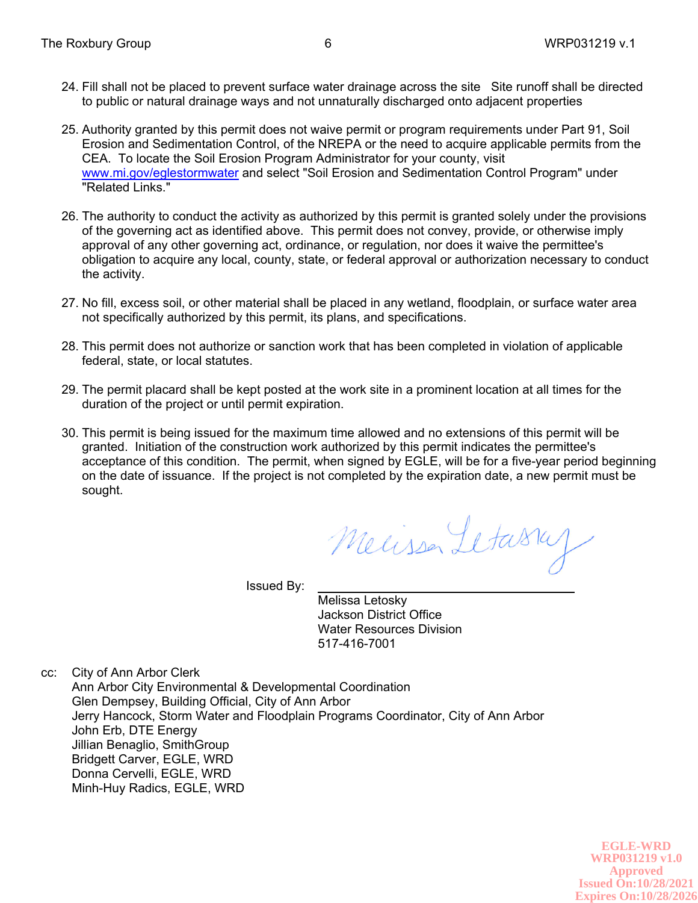24. Fill shall not be placed to prevent surface water drainage across the site   Site runoff shall be directed to public or natural drainage ways and not unnaturally discharged onto adjacent properties

25. Authority granted by this permit does not waive permit or program requirements under Part 91, Soil Erosion and Sedimentation Control, of the NREPA or the need to acquire applicable permits from the CEA. To locate the Soil Erosion Program Administrator for your county, visit www.mi.gov/eglestormwater and select "Soil Erosion and Sedimentation Control Program" under "Related Links."

26. The authority to conduct the activity as authorized by this permit is granted solely under the provisions of the governing act as identified above. This permit does not convey, provide, or otherwise imply approval of any other governing act, ordinance, or regulation, nor does it waive the permittee's obligation to acquire any local, county, state, or federal approval or authorization necessary to conduct the activity.

27. No fill, excess soil, or other material shall be placed in any wetland, floodplain, or surface water area not specifically authorized by this permit, its plans, and specifications.

28. This permit does not authorize or sanction work that has been completed in violation of applicable federal, state, or local statutes.

29. The permit placard shall be kept posted at the work site in a prominent location at all times for the duration of the project or until permit expiration.

30. This permit is being issued for the maximum time allowed and no extensions of this permit will be granted. Initiation of the construction work authorized by this permit indicates the permittee's acceptance of this condition. The permit, when signed by EGLE, will be for a five-year period beginning on the date of issuance. If the project is not completed by the expiration date, a new permit must be sought.

Issued By: Melissa Letosky

Melissa Letosky
Jackson District Office
Water Resources Division
517-416-7001

cc: City of Ann Arbor Clerk
Ann Arbor City Environmental & Developmental Coordination
Glen Dempsey, Building Official, City of Ann Arbor
Jerry Hancock, Storm Water and Floodplain Programs Coordinator, City of Ann Arbor
John Erb, DTE Energy
Jillian Benaglio, SmithGroup
Bridgett Carver, EGLE, WRD
Donna Cervelli, EGLE, WRD
Minh-Huy Radics, EGLE, WRD

EGLE-WRD
WRP031219 v1.0
Approved
Issued On:10/28/2021
Expires On:10/28/2026